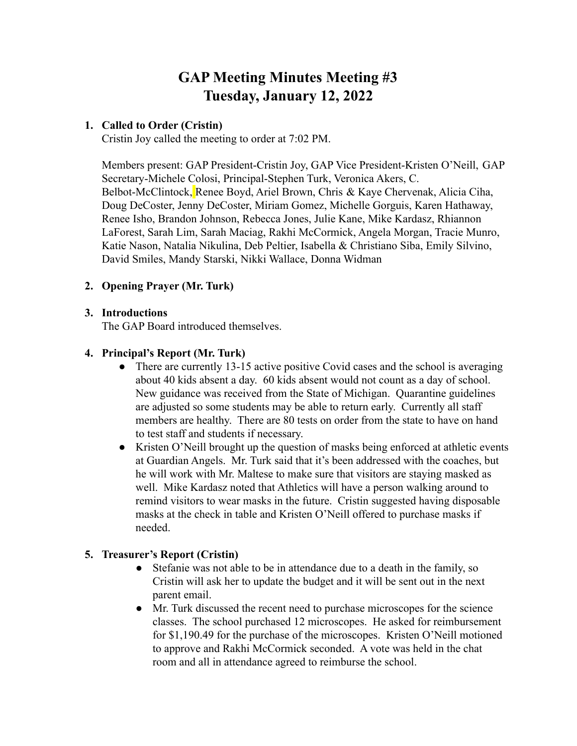# GAP Meeting Minutes Meeting #3
# Tuesday, January 12, 2022

1. **Called to Order (Cristin)**
   Cristin Joy called the meeting to order at 7:02 PM.

   Members present: GAP President-Cristin Joy, GAP Vice President-Kristen O'Neill, GAP Secretary-Michele Colosi, Principal-Stephen Turk, Veronica Akers, C. Belbot-McClintock, Renee Boyd, Ariel Brown, Chris & Kaye Chervenak, Alicia Ciha, Doug DeCoster, Jenny DeCoster, Miriam Gomez, Michelle Gorguis, Karen Hathaway, Renee Isho, Brandon Johnson, Rebecca Jones, Julie Kane, Mike Kardasz, Rhiannon LaForest, Sarah Lim, Sarah Maciag, Rakhi McCormick, Angela Morgan, Tracie Munro, Katie Nason, Natalia Nikulina, Deb Peltier, Isabella & Christiano Siba, Emily Silvino, David Smiles, Mandy Starski, Nikki Wallace, Donna Widman

2. **Opening Prayer (Mr. Turk)**

3. **Introductions**
   The GAP Board introduced themselves.

4. **Principal's Report (Mr. Turk)**
   - There are currently 13-15 active positive Covid cases and the school is averaging about 40 kids absent a day. 60 kids absent would not count as a day of school. New guidance was received from the State of Michigan. Quarantine guidelines are adjusted so some students may be able to return early. Currently all staff members are healthy. There are 80 tests on order from the state to have on hand to test staff and students if necessary.
   - Kristen O'Neill brought up the question of masks being enforced at athletic events at Guardian Angels. Mr. Turk said that it's been addressed with the coaches, but he will work with Mr. Maltese to make sure that visitors are staying masked as well. Mike Kardasz noted that Athletics will have a person walking around to remind visitors to wear masks in the future. Cristin suggested having disposable masks at the check in table and Kristen O'Neill offered to purchase masks if needed.

5. **Treasurer's Report (Cristin)**
   - Stefanie was not able to be in attendance due to a death in the family, so Cristin will ask her to update the budget and it will be sent out in the next parent email.
   - Mr. Turk discussed the recent need to purchase microscopes for the science classes. The school purchased 12 microscopes. He asked for reimbursement for $1,190.49 for the purchase of the microscopes. Kristen O'Neill motioned to approve and Rakhi McCormick seconded. A vote was held in the chat room and all in attendance agreed to reimburse the school.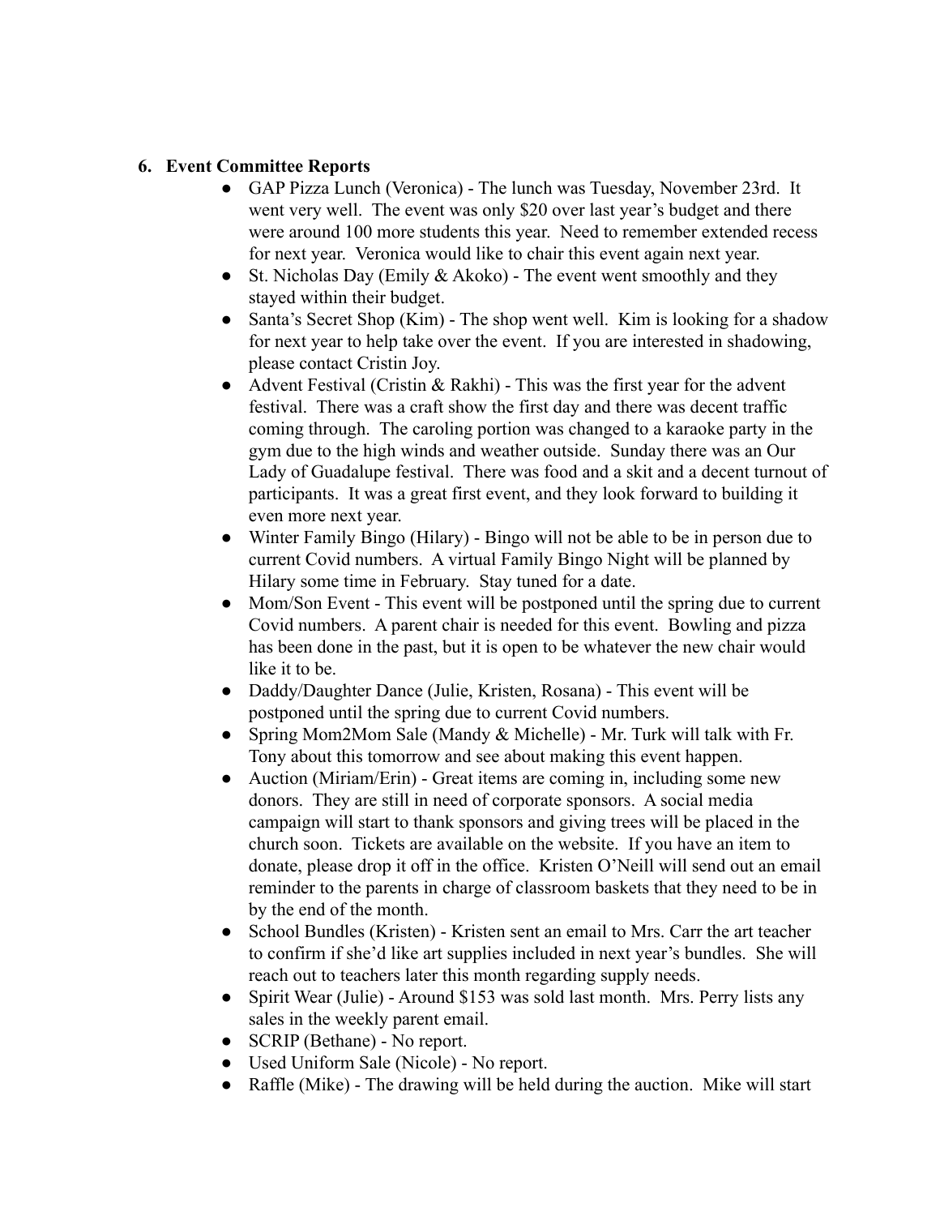## 6. Event Committee Reports

- GAP Pizza Lunch (Veronica) - The lunch was Tuesday, November 23rd. It went very well. The event was only $20 over last year's budget and there were around 100 more students this year. Need to remember extended recess for next year. Veronica would like to chair this event again next year.
- St. Nicholas Day (Emily & Akoko) - The event went smoothly and they stayed within their budget.
- Santa's Secret Shop (Kim) - The shop went well. Kim is looking for a shadow for next year to help take over the event. If you are interested in shadowing, please contact Cristin Joy.
- Advent Festival (Cristin & Rakhi) - This was the first year for the advent festival. There was a craft show the first day and there was decent traffic coming through. The caroling portion was changed to a karaoke party in the gym due to the high winds and weather outside. Sunday there was an Our Lady of Guadalupe festival. There was food and a skit and a decent turnout of participants. It was a great first event, and they look forward to building it even more next year.
- Winter Family Bingo (Hilary) - Bingo will not be able to be in person due to current Covid numbers. A virtual Family Bingo Night will be planned by Hilary some time in February. Stay tuned for a date.
- Mom/Son Event - This event will be postponed until the spring due to current Covid numbers. A parent chair is needed for this event. Bowling and pizza has been done in the past, but it is open to be whatever the new chair would like it to be.
- Daddy/Daughter Dance (Julie, Kristen, Rosana) - This event will be postponed until the spring due to current Covid numbers.
- Spring Mom2Mom Sale (Mandy & Michelle) - Mr. Turk will talk with Fr. Tony about this tomorrow and see about making this event happen.
- Auction (Miriam/Erin) - Great items are coming in, including some new donors. They are still in need of corporate sponsors. A social media campaign will start to thank sponsors and giving trees will be placed in the church soon. Tickets are available on the website. If you have an item to donate, please drop it off in the office. Kristen O'Neill will send out an email reminder to the parents in charge of classroom baskets that they need to be in by the end of the month.
- School Bundles (Kristen) - Kristen sent an email to Mrs. Carr the art teacher to confirm if she'd like art supplies included in next year's bundles. She will reach out to teachers later this month regarding supply needs.
- Spirit Wear (Julie) - Around $153 was sold last month. Mrs. Perry lists any sales in the weekly parent email.
- SCRIP (Bethane) - No report.
- Used Uniform Sale (Nicole) - No report.
- Raffle (Mike) - The drawing will be held during the auction. Mike will start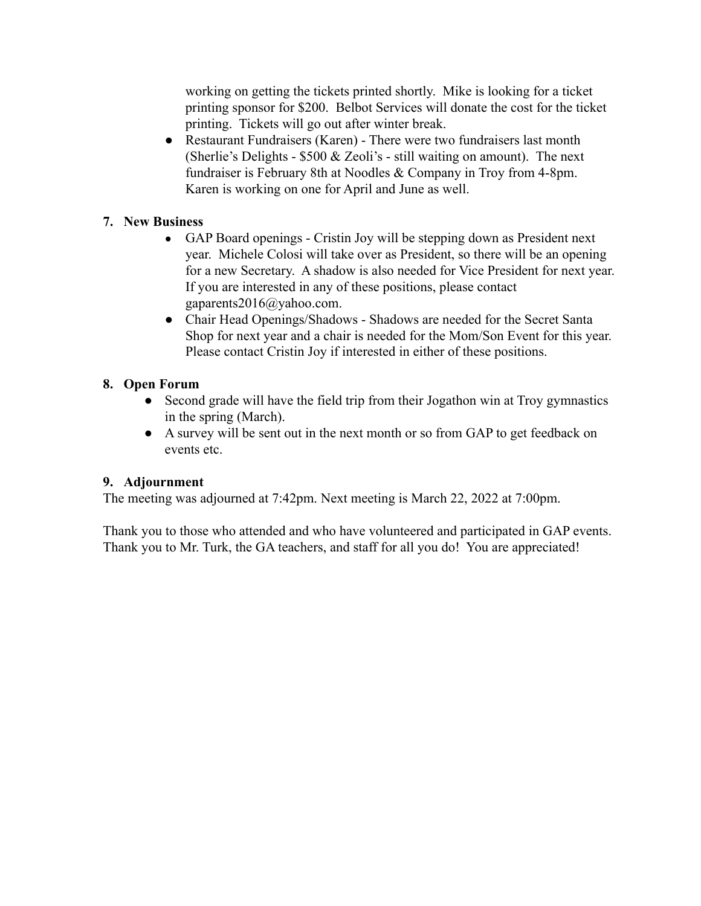working on getting the tickets printed shortly. Mike is looking for a ticket printing sponsor for $200. Belbot Services will donate the cost for the ticket printing. Tickets will go out after winter break.

- Restaurant Fundraisers (Karen) - There were two fundraisers last month (Sherlie's Delights - $500 & Zeoli's - still waiting on amount). The next fundraiser is February 8th at Noodles & Company in Troy from 4-8pm. Karen is working on one for April and June as well.

**7. New Business**

- GAP Board openings - Cristin Joy will be stepping down as President next year. Michele Colosi will take over as President, so there will be an opening for a new Secretary. A shadow is also needed for Vice President for next year. If you are interested in any of these positions, please contact gaparents2016@yahoo.com.
- Chair Head Openings/Shadows - Shadows are needed for the Secret Santa Shop for next year and a chair is needed for the Mom/Son Event for this year. Please contact Cristin Joy if interested in either of these positions.

**8. Open Forum**

- Second grade will have the field trip from their Jogathon win at Troy gymnastics in the spring (March).
- A survey will be sent out in the next month or so from GAP to get feedback on events etc.

**9. Adjournment**

The meeting was adjourned at 7:42pm. Next meeting is March 22, 2022 at 7:00pm.

Thank you to those who attended and who have volunteered and participated in GAP events. Thank you to Mr. Turk, the GA teachers, and staff for all you do! You are appreciated!